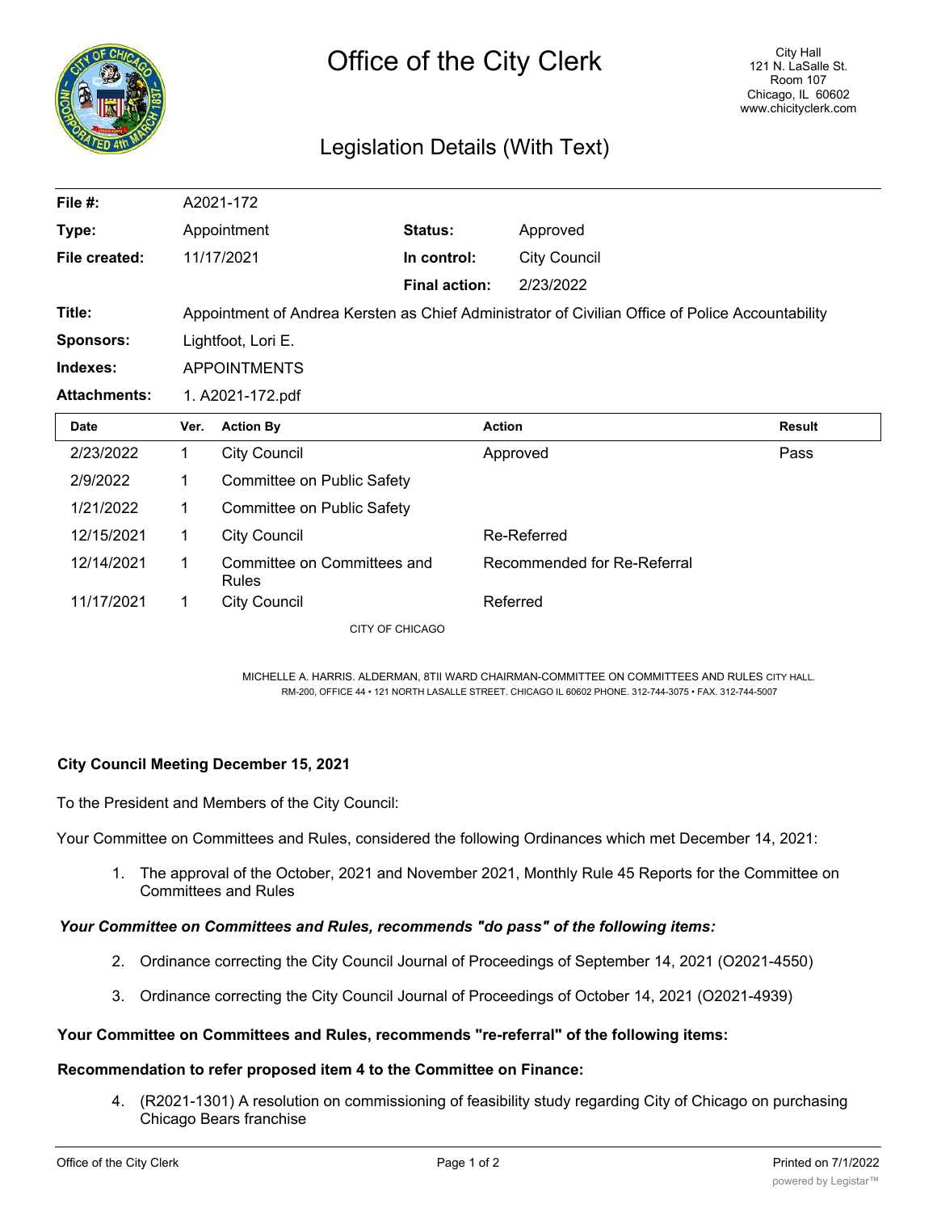# Office of the City Clerk

City Hall
121 N. LaSalle St.
Room 107
Chicago, IL 60602
www.chicityclerk.com

## Legislation Details (With Text)

| | | | |
|---|---|---|---|
| **File #:** | A2021-172 | | |
| **Type:** | Appointment | **Status:** | Approved |
| **File created:** | 11/17/2021 | **In control:** | City Council |
| | | **Final action:** | 2/23/2022 |
| **Title:** | Appointment of Andrea Kersten as Chief Administrator of Civilian Office of Police Accountability | | |
| **Sponsors:** | Lightfoot, Lori E. | | |
| **Indexes:** | APPOINTMENTS | | |
| **Attachments:** | 1. A2021-172.pdf | | |

| Date | Ver. | Action By | Action | Result |
|---|---|---|---|---|
| 2/23/2022 | 1 | City Council | Approved | Pass |
| 2/9/2022 | 1 | Committee on Public Safety | | |
| 1/21/2022 | 1 | Committee on Public Safety | | |
| 12/15/2021 | 1 | City Council | Re-Referred | |
| 12/14/2021 | 1 | Committee on Committees and Rules | Recommended for Re-Referral | |
| 11/17/2021 | 1 | City Council | Referred | |

CITY OF CHICAGO

MICHELLE A. HARRIS. ALDERMAN, 8TII WARD CHAIRMAN-COMMITTEE ON COMMITTEES AND RULES CITY HALL. RM-200, OFFICE 44 • 121 NORTH LASALLE STREET. CHICAGO IL 60602 PHONE. 312-744-3075 • FAX. 312-744-5007

**City Council Meeting December 15, 2021**

To the President and Members of the City Council:

Your Committee on Committees and Rules, considered the following Ordinances which met December 14, 2021:

1. The approval of the October, 2021 and November 2021, Monthly Rule 45 Reports for the Committee on Committees and Rules

***Your Committee on Committees and Rules, recommends "do pass" of the following items:***

2. Ordinance correcting the City Council Journal of Proceedings of September 14, 2021 (O2021-4550)
3. Ordinance correcting the City Council Journal of Proceedings of October 14, 2021 (O2021-4939)

**Your Committee on Committees and Rules, recommends "re-referral" of the following items:**

**Recommendation to refer proposed item 4 to the Committee on Finance:**

4. (R2021-1301) A resolution on commissioning of feasibility study regarding City of Chicago on purchasing Chicago Bears franchise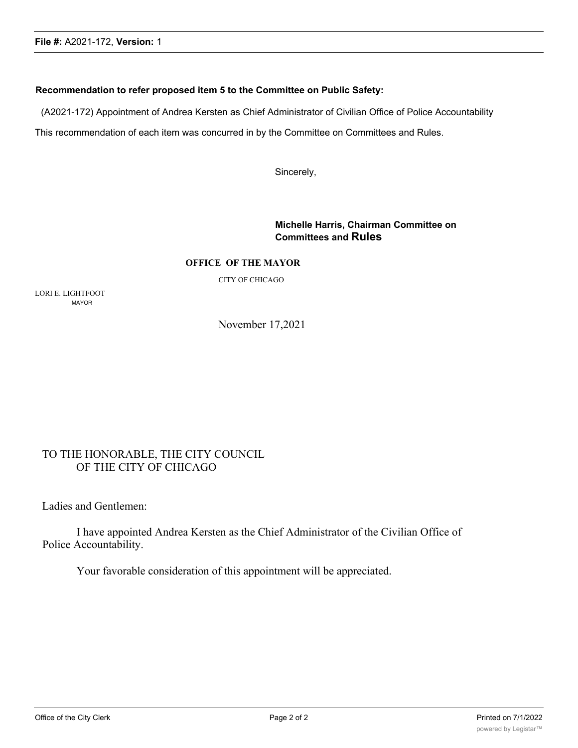**Recommendation to refer proposed item 5 to the Committee on Public Safety:**

(A2021-172) Appointment of Andrea Kersten as Chief Administrator of Civilian Office of Police Accountability

This recommendation of each item was concurred in by the Committee on Committees and Rules.

Sincerely,

**Michelle Harris, Chairman Committee on Committees and Rules**

**OFFICE OF THE MAYOR**

CITY OF CHICAGO

LORI E. LIGHTFOOT
MAYOR

November 17,2021

TO THE HONORABLE, THE CITY COUNCIL
OF THE CITY OF CHICAGO

Ladies and Gentlemen:

I have appointed Andrea Kersten as the Chief Administrator of the Civilian Office of Police Accountability.

Your favorable consideration of this appointment will be appreciated.